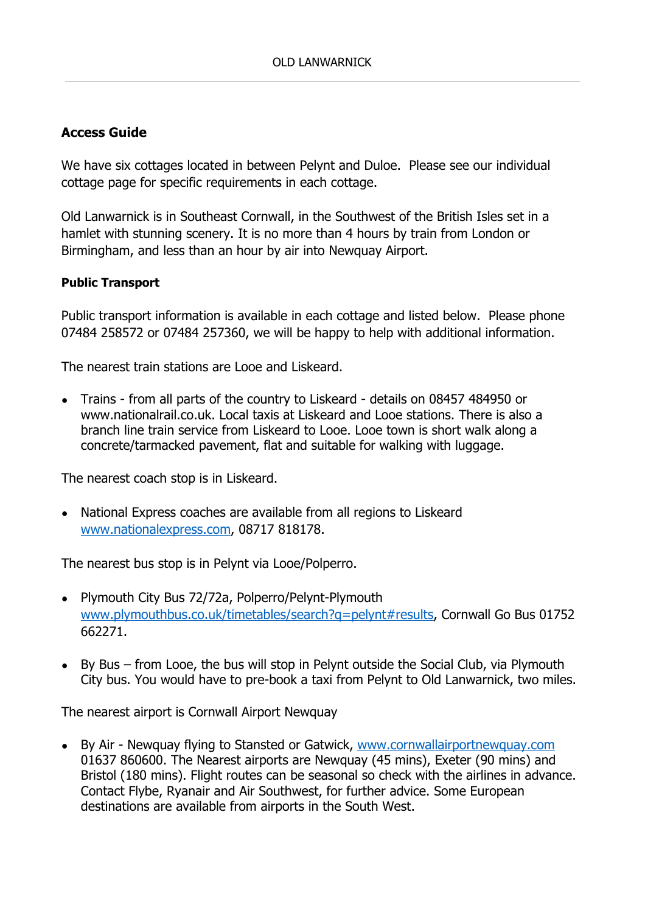## Access Guide

We have six cottages located in between Pelynt and Duloe. Please see our individual cottage page for specific requirements in each cottage.

Old Lanwarnick is in Southeast Cornwall, in the Southwest of the British Isles set in a hamlet with stunning scenery. It is no more than 4 hours by train from London or Birmingham, and less than an hour by air into Newquay Airport.

### Public Transport

Public transport information is available in each cottage and listed below. Please phone 07484 258572 or 07484 257360, we will be happy to help with additional information.

The nearest train stations are Looe and Liskeard.

- Trains - from all parts of the country to Liskeard - details on 08457 484950 or www.nationalrail.co.uk. Local taxis at Liskeard and Looe stations. There is also a branch line train service from Liskeard to Looe. Looe town is short walk along a concrete/tarmacked pavement, flat and suitable for walking with luggage.

The nearest coach stop is in Liskeard.

- National Express coaches are available from all regions to Liskeard [www.nationalexpress.com](www.nationalexpress.com), 08717 818178.

The nearest bus stop is in Pelynt via Looe/Polperro.

- Plymouth City Bus 72/72a, Polperro/Pelynt-Plymouth [www.plymouthbus.co.uk/timetables/search?q=pelynt#results](www.plymouthbus.co.uk/timetables/search?q=pelynt#results), Cornwall Go Bus 01752 662271.

- By Bus – from Looe, the bus will stop in Pelynt outside the Social Club, via Plymouth City bus. You would have to pre-book a taxi from Pelynt to Old Lanwarnick, two miles.

The nearest airport is Cornwall Airport Newquay

- By Air - Newquay flying to Stansted or Gatwick, [www.cornwallairportnewquay.com](www.cornwallairportnewquay.com) 01637 860600. The Nearest airports are Newquay (45 mins), Exeter (90 mins) and Bristol (180 mins). Flight routes can be seasonal so check with the airlines in advance. Contact Flybe, Ryanair and Air Southwest, for further advice. Some European destinations are available from airports in the South West.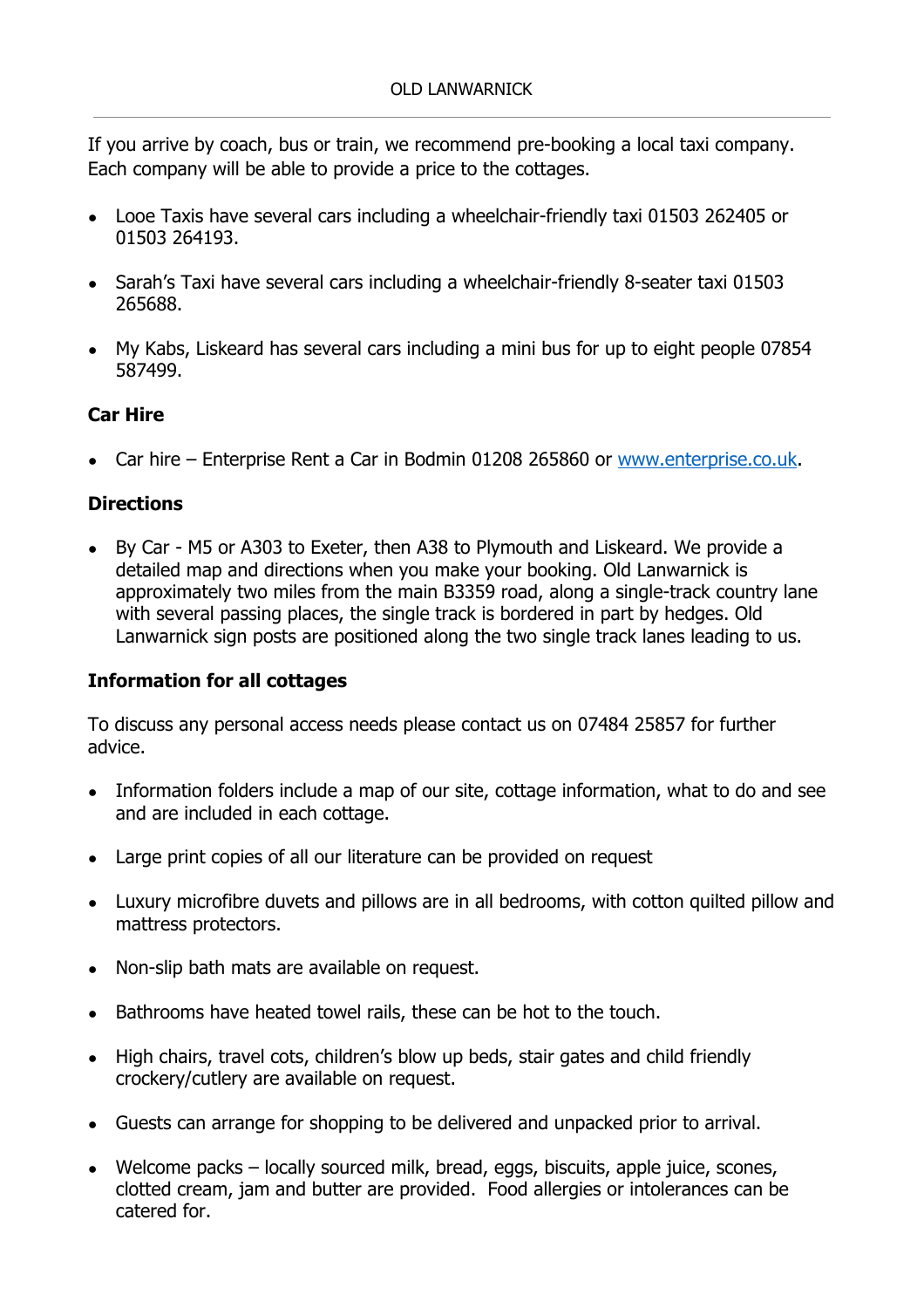If you arrive by coach, bus or train, we recommend pre-booking a local taxi company. Each company will be able to provide a price to the cottages.

- Looe Taxis have several cars including a wheelchair-friendly taxi 01503 262405 or 01503 264193.
- Sarah's Taxi have several cars including a wheelchair-friendly 8-seater taxi 01503 265688.
- My Kabs, Liskeard has several cars including a mini bus for up to eight people 07854 587499.

**Car Hire**

- Car hire – Enterprise Rent a Car in Bodmin 01208 265860 or [www.enterprise.co.uk](http://www.enterprise.co.uk).

**Directions**

- By Car - M5 or A303 to Exeter, then A38 to Plymouth and Liskeard. We provide a detailed map and directions when you make your booking. Old Lanwarnick is approximately two miles from the main B3359 road, along a single-track country lane with several passing places, the single track is bordered in part by hedges. Old Lanwarnick sign posts are positioned along the two single track lanes leading to us.

**Information for all cottages**

To discuss any personal access needs please contact us on 07484 25857 for further advice.

- Information folders include a map of our site, cottage information, what to do and see and are included in each cottage.
- Large print copies of all our literature can be provided on request
- Luxury microfibre duvets and pillows are in all bedrooms, with cotton quilted pillow and mattress protectors.
- Non-slip bath mats are available on request.
- Bathrooms have heated towel rails, these can be hot to the touch.
- High chairs, travel cots, children's blow up beds, stair gates and child friendly crockery/cutlery are available on request.
- Guests can arrange for shopping to be delivered and unpacked prior to arrival.
- Welcome packs – locally sourced milk, bread, eggs, biscuits, apple juice, scones, clotted cream, jam and butter are provided. Food allergies or intolerances can be catered for.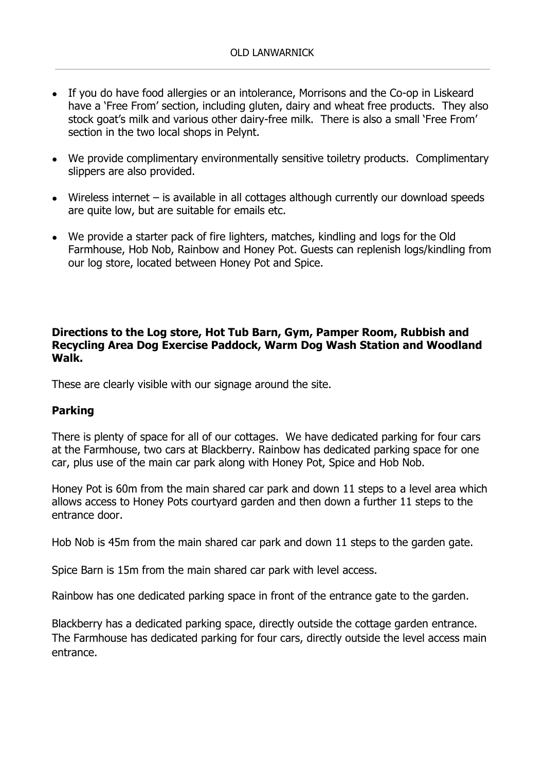- If you do have food allergies or an intolerance, Morrisons and the Co-op in Liskeard have a 'Free From' section, including gluten, dairy and wheat free products. They also stock goat's milk and various other dairy-free milk. There is also a small 'Free From' section in the two local shops in Pelynt.
- We provide complimentary environmentally sensitive toiletry products. Complimentary slippers are also provided.
- Wireless internet – is available in all cottages although currently our download speeds are quite low, but are suitable for emails etc.
- We provide a starter pack of fire lighters, matches, kindling and logs for the Old Farmhouse, Hob Nob, Rainbow and Honey Pot. Guests can replenish logs/kindling from our log store, located between Honey Pot and Spice.

**Directions to the Log store, Hot Tub Barn, Gym, Pamper Room, Rubbish and Recycling Area Dog Exercise Paddock, Warm Dog Wash Station and Woodland Walk.**

These are clearly visible with our signage around the site.

**Parking**

There is plenty of space for all of our cottages. We have dedicated parking for four cars at the Farmhouse, two cars at Blackberry. Rainbow has dedicated parking space for one car, plus use of the main car park along with Honey Pot, Spice and Hob Nob.

Honey Pot is 60m from the main shared car park and down 11 steps to a level area which allows access to Honey Pots courtyard garden and then down a further 11 steps to the entrance door.

Hob Nob is 45m from the main shared car park and down 11 steps to the garden gate.

Spice Barn is 15m from the main shared car park with level access.

Rainbow has one dedicated parking space in front of the entrance gate to the garden.

Blackberry has a dedicated parking space, directly outside the cottage garden entrance. The Farmhouse has dedicated parking for four cars, directly outside the level access main entrance.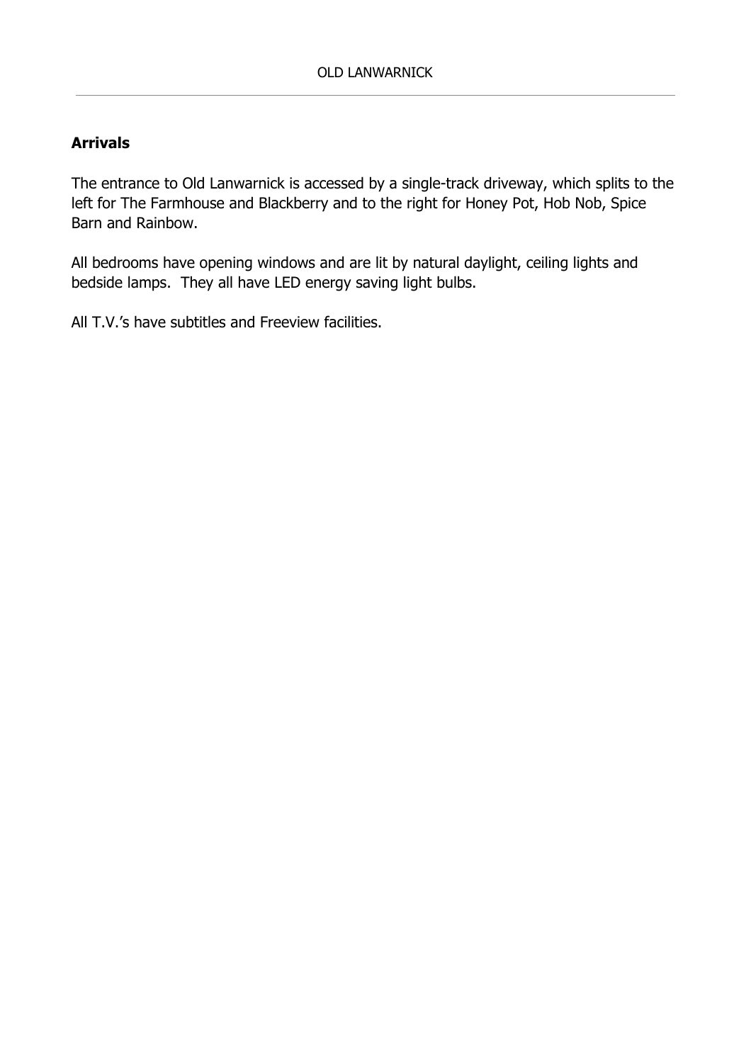## Arrivals

The entrance to Old Lanwarnick is accessed by a single-track driveway, which splits to the left for The Farmhouse and Blackberry and to the right for Honey Pot, Hob Nob, Spice Barn and Rainbow.

All bedrooms have opening windows and are lit by natural daylight, ceiling lights and bedside lamps. They all have LED energy saving light bulbs.

All T.V.'s have subtitles and Freeview facilities.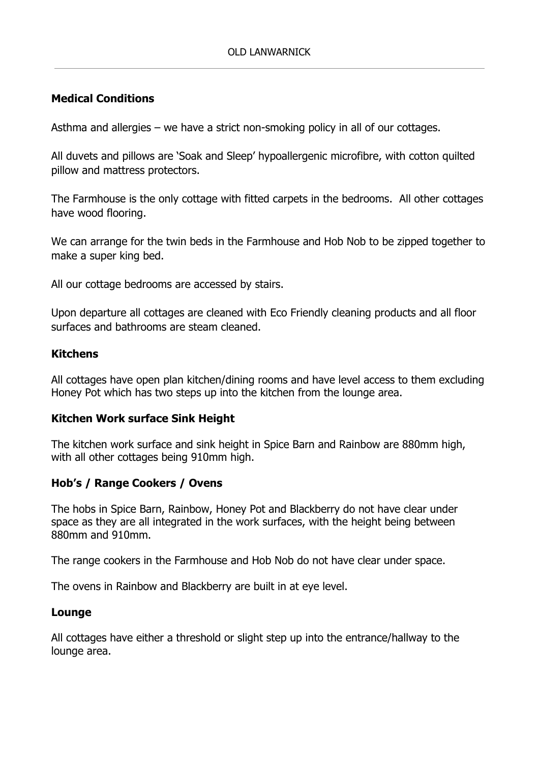## Medical Conditions

Asthma and allergies – we have a strict non-smoking policy in all of our cottages.

All duvets and pillows are 'Soak and Sleep' hypoallergenic microfibre, with cotton quilted pillow and mattress protectors.

The Farmhouse is the only cottage with fitted carpets in the bedrooms. All other cottages have wood flooring.

We can arrange for the twin beds in the Farmhouse and Hob Nob to be zipped together to make a super king bed.

All our cottage bedrooms are accessed by stairs.

Upon departure all cottages are cleaned with Eco Friendly cleaning products and all floor surfaces and bathrooms are steam cleaned.

## Kitchens

All cottages have open plan kitchen/dining rooms and have level access to them excluding Honey Pot which has two steps up into the kitchen from the lounge area.

## Kitchen Work surface Sink Height

The kitchen work surface and sink height in Spice Barn and Rainbow are 880mm high, with all other cottages being 910mm high.

## Hob's / Range Cookers / Ovens

The hobs in Spice Barn, Rainbow, Honey Pot and Blackberry do not have clear under space as they are all integrated in the work surfaces, with the height being between 880mm and 910mm.

The range cookers in the Farmhouse and Hob Nob do not have clear under space.

The ovens in Rainbow and Blackberry are built in at eye level.

## Lounge

All cottages have either a threshold or slight step up into the entrance/hallway to the lounge area.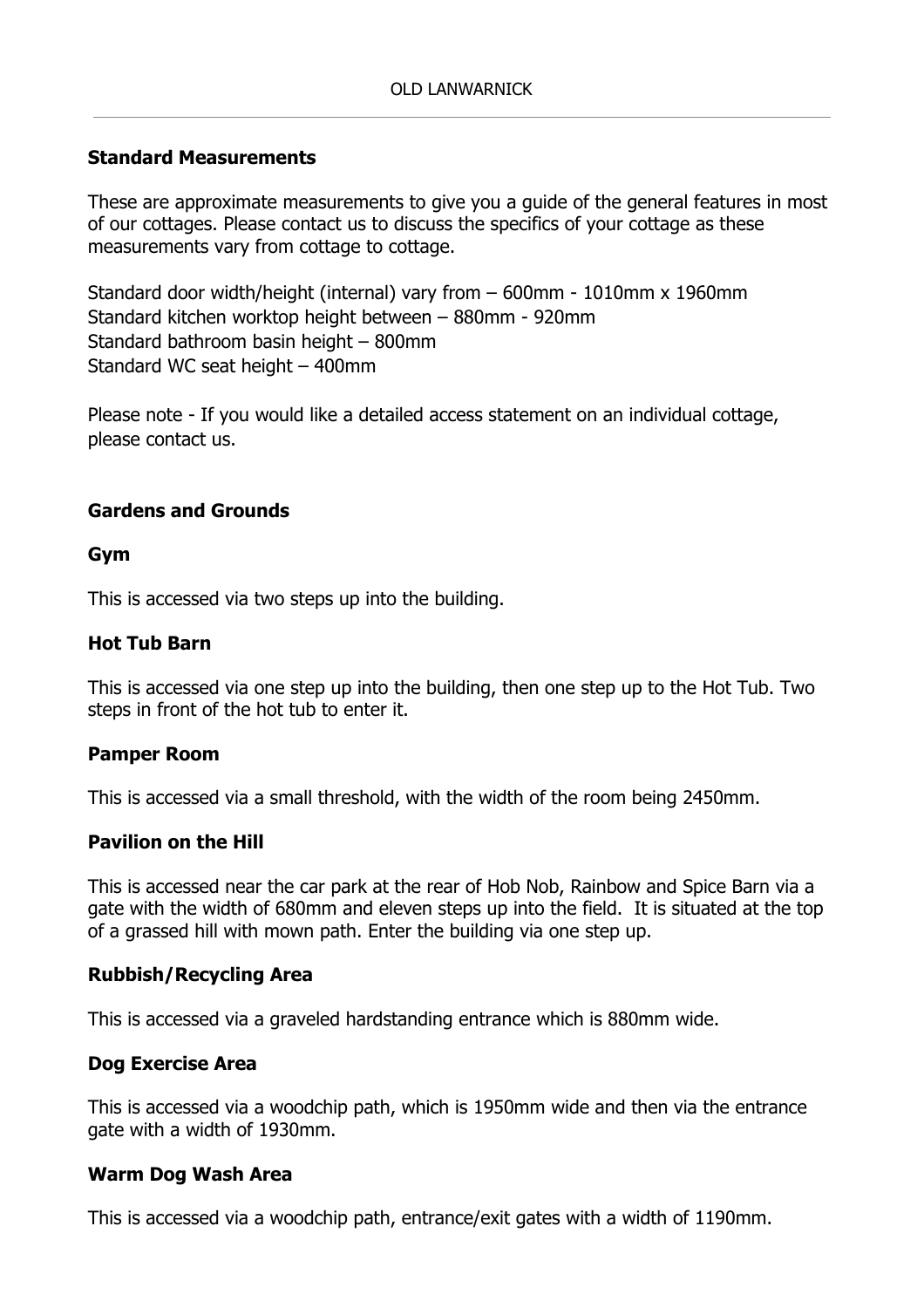## Standard Measurements

These are approximate measurements to give you a guide of the general features in most of our cottages. Please contact us to discuss the specifics of your cottage as these measurements vary from cottage to cottage.

Standard door width/height (internal) vary from – 600mm - 1010mm x 1960mm
Standard kitchen worktop height between – 880mm - 920mm
Standard bathroom basin height – 800mm
Standard WC seat height – 400mm

Please note - If you would like a detailed access statement on an individual cottage, please contact us.

## Gardens and Grounds

### Gym

This is accessed via two steps up into the building.

### Hot Tub Barn

This is accessed via one step up into the building, then one step up to the Hot Tub. Two steps in front of the hot tub to enter it.

### Pamper Room

This is accessed via a small threshold, with the width of the room being 2450mm.

### Pavilion on the Hill

This is accessed near the car park at the rear of Hob Nob, Rainbow and Spice Barn via a gate with the width of 680mm and eleven steps up into the field. It is situated at the top of a grassed hill with mown path. Enter the building via one step up.

### Rubbish/Recycling Area

This is accessed via a graveled hardstanding entrance which is 880mm wide.

### Dog Exercise Area

This is accessed via a woodchip path, which is 1950mm wide and then via the entrance gate with a width of 1930mm.

### Warm Dog Wash Area

This is accessed via a woodchip path, entrance/exit gates with a width of 1190mm.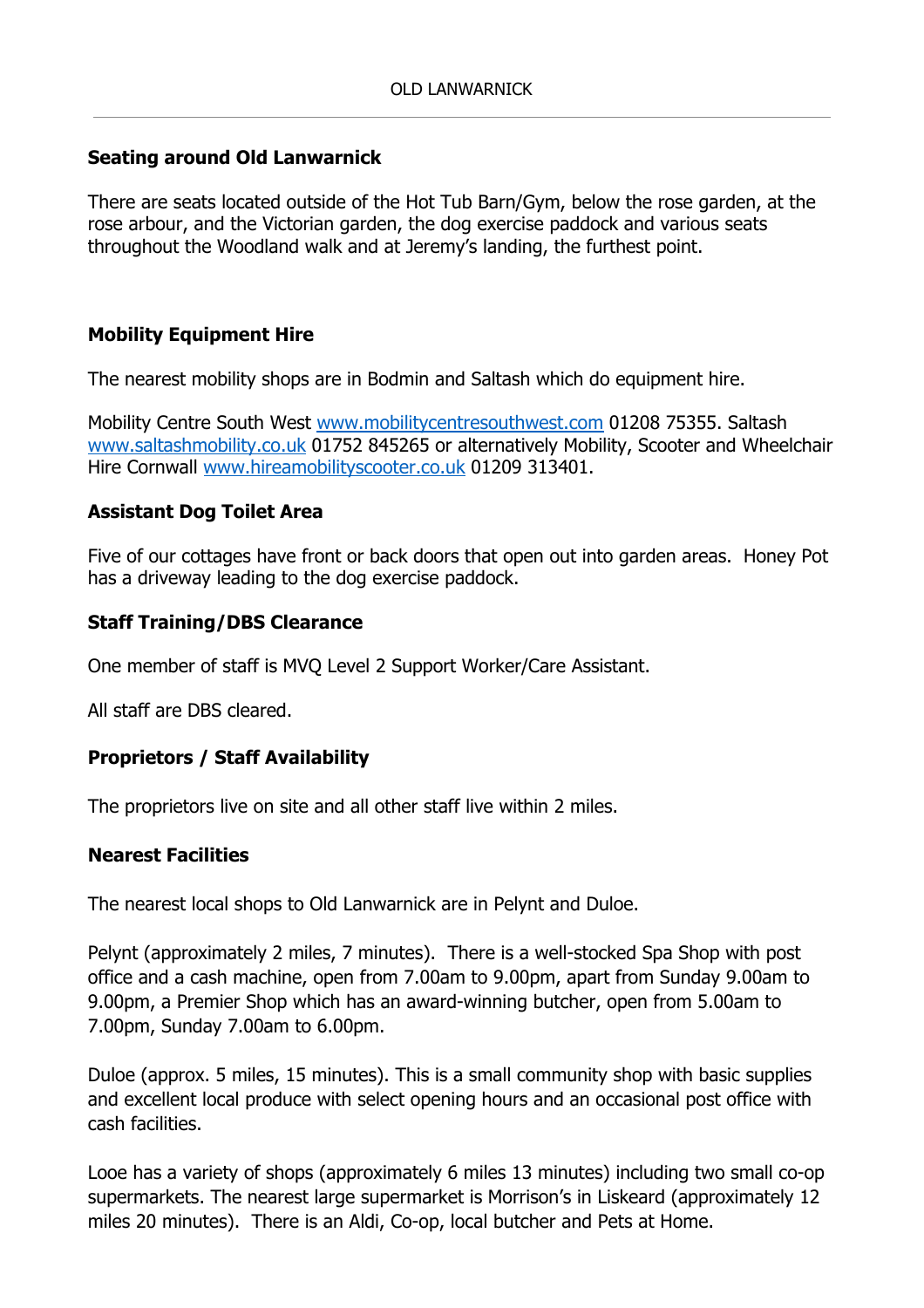## Seating around Old Lanwarnick

There are seats located outside of the Hot Tub Barn/Gym, below the rose garden, at the rose arbour, and the Victorian garden, the dog exercise paddock and various seats throughout the Woodland walk and at Jeremy's landing, the furthest point.

## Mobility Equipment Hire

The nearest mobility shops are in Bodmin and Saltash which do equipment hire.

Mobility Centre South West www.mobilitycentresouthwest.com 01208 75355. Saltash www.saltashmobility.co.uk 01752 845265 or alternatively Mobility, Scooter and Wheelchair Hire Cornwall www.hireamobilityscooter.co.uk 01209 313401.

## Assistant Dog Toilet Area

Five of our cottages have front or back doors that open out into garden areas. Honey Pot has a driveway leading to the dog exercise paddock.

## Staff Training/DBS Clearance

One member of staff is MVQ Level 2 Support Worker/Care Assistant.

All staff are DBS cleared.

## Proprietors / Staff Availability

The proprietors live on site and all other staff live within 2 miles.

## Nearest Facilities

The nearest local shops to Old Lanwarnick are in Pelynt and Duloe.

Pelynt (approximately 2 miles, 7 minutes). There is a well-stocked Spa Shop with post office and a cash machine, open from 7.00am to 9.00pm, apart from Sunday 9.00am to 9.00pm, a Premier Shop which has an award-winning butcher, open from 5.00am to 7.00pm, Sunday 7.00am to 6.00pm.

Duloe (approx. 5 miles, 15 minutes). This is a small community shop with basic supplies and excellent local produce with select opening hours and an occasional post office with cash facilities.

Looe has a variety of shops (approximately 6 miles 13 minutes) including two small co-op supermarkets. The nearest large supermarket is Morrison's in Liskeard (approximately 12 miles 20 minutes). There is an Aldi, Co-op, local butcher and Pets at Home.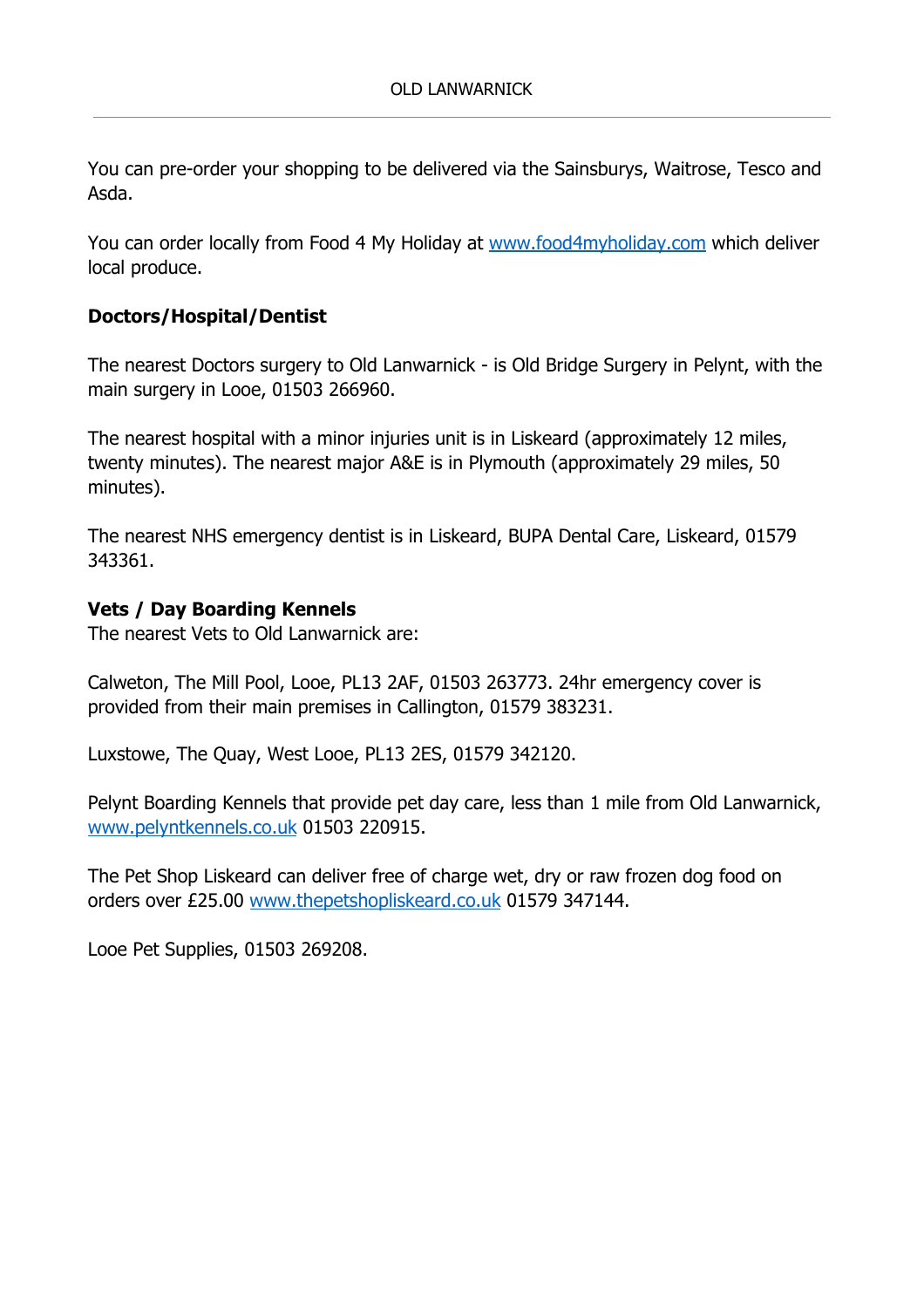You can pre-order your shopping to be delivered via the Sainsburys, Waitrose, Tesco and Asda.

You can order locally from Food 4 My Holiday at www.food4myholiday.com which deliver local produce.

**Doctors/Hospital/Dentist**

The nearest Doctors surgery to Old Lanwarnick - is Old Bridge Surgery in Pelynt, with the main surgery in Looe, 01503 266960.

The nearest hospital with a minor injuries unit is in Liskeard (approximately 12 miles, twenty minutes). The nearest major A&E is in Plymouth (approximately 29 miles, 50 minutes).

The nearest NHS emergency dentist is in Liskeard, BUPA Dental Care, Liskeard, 01579 343361.

**Vets / Day Boarding Kennels**

The nearest Vets to Old Lanwarnick are:

Calweton, The Mill Pool, Looe, PL13 2AF, 01503 263773. 24hr emergency cover is provided from their main premises in Callington, 01579 383231.

Luxstowe, The Quay, West Looe, PL13 2ES, 01579 342120.

Pelynt Boarding Kennels that provide pet day care, less than 1 mile from Old Lanwarnick, www.pelyntkennels.co.uk 01503 220915.

The Pet Shop Liskeard can deliver free of charge wet, dry or raw frozen dog food on orders over £25.00 www.thepetshopliskeard.co.uk 01579 347144.

Looe Pet Supplies, 01503 269208.